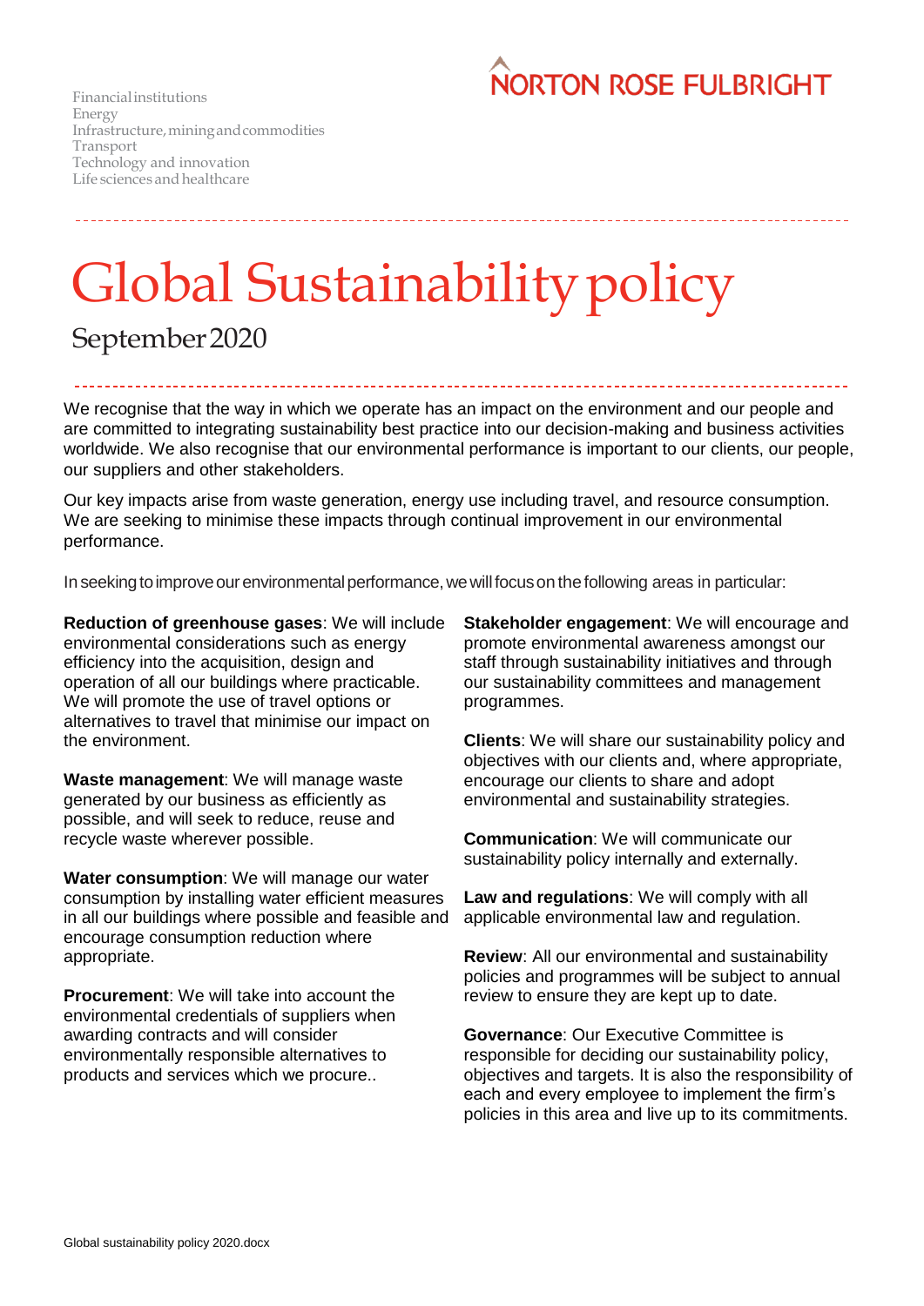NORTON ROSE FULBRIGHT

Financial institutions
Energy
Infrastructure, mining and commodities
Transport
Technology and innovation
Life sciences and healthcare

# Global Sustainability policy

## September 2020

We recognise that the way in which we operate has an impact on the environment and our people and are committed to integrating sustainability best practice into our decision-making and business activities worldwide. We also recognise that our environmental performance is important to our clients, our people, our suppliers and other stakeholders.

Our key impacts arise from waste generation, energy use including travel, and resource consumption. We are seeking to minimise these impacts through continual improvement in our environmental performance.

In seeking to improve our environmental performance, we will focus on the following areas in particular:

**Reduction of greenhouse gases**: We will include environmental considerations such as energy efficiency into the acquisition, design and operation of all our buildings where practicable. We will promote the use of travel options or alternatives to travel that minimise our impact on the environment.

**Waste management**: We will manage waste generated by our business as efficiently as possible, and will seek to reduce, reuse and recycle waste wherever possible.

**Water consumption**: We will manage our water consumption by installing water efficient measures in all our buildings where possible and feasible and encourage consumption reduction where appropriate.

**Procurement**: We will take into account the environmental credentials of suppliers when awarding contracts and will consider environmentally responsible alternatives to products and services which we procure..

**Stakeholder engagement**: We will encourage and promote environmental awareness amongst our staff through sustainability initiatives and through our sustainability committees and management programmes.

**Clients**: We will share our sustainability policy and objectives with our clients and, where appropriate, encourage our clients to share and adopt environmental and sustainability strategies.

**Communication**: We will communicate our sustainability policy internally and externally.

**Law and regulations**: We will comply with all applicable environmental law and regulation.

**Review**: All our environmental and sustainability policies and programmes will be subject to annual review to ensure they are kept up to date.

**Governance**: Our Executive Committee is responsible for deciding our sustainability policy, objectives and targets. It is also the responsibility of each and every employee to implement the firm's policies in this area and live up to its commitments.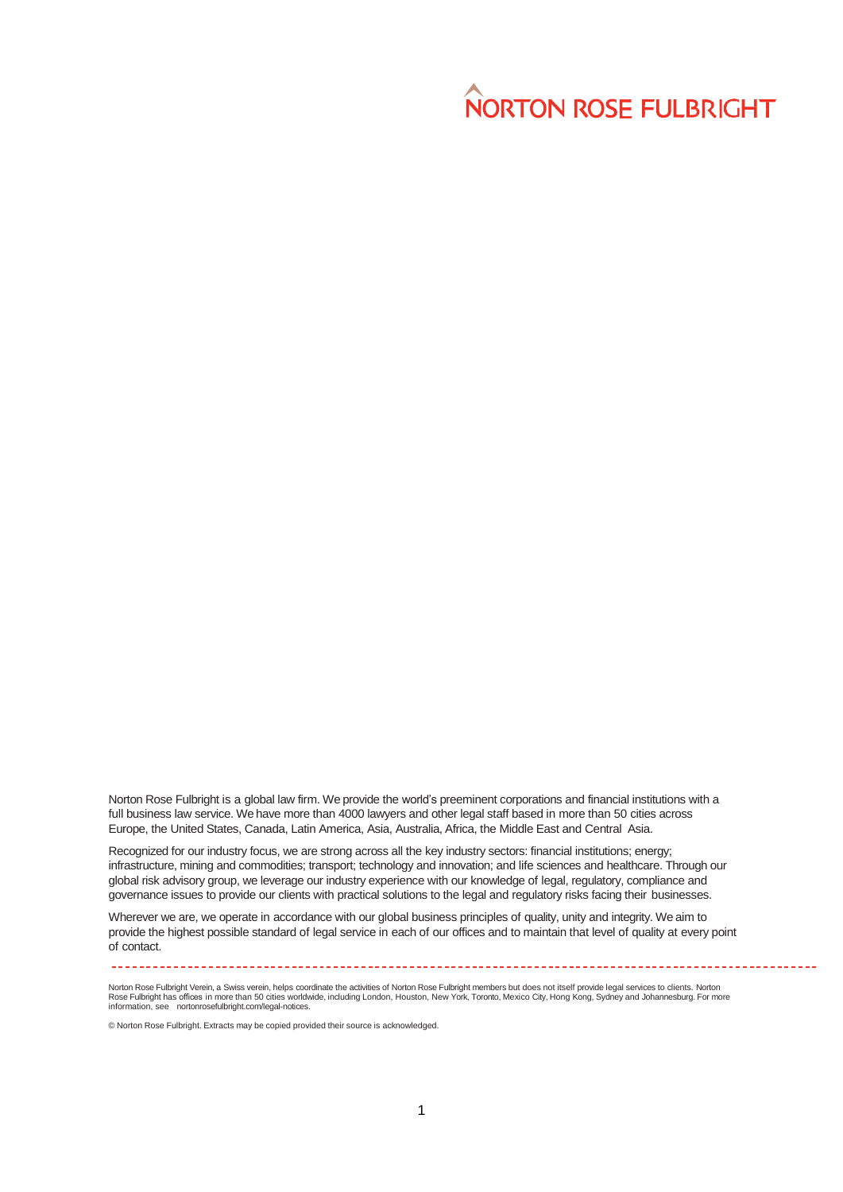NORTON ROSE FULBRIGHT

Norton Rose Fulbright is a global law firm. We provide the world's preeminent corporations and financial institutions with a full business law service. We have more than 4000 lawyers and other legal staff based in more than 50 cities across Europe, the United States, Canada, Latin America, Asia, Australia, Africa, the Middle East and Central Asia.

Recognized for our industry focus, we are strong across all the key industry sectors: financial institutions; energy; infrastructure, mining and commodities; transport; technology and innovation; and life sciences and healthcare. Through our global risk advisory group, we leverage our industry experience with our knowledge of legal, regulatory, compliance and governance issues to provide our clients with practical solutions to the legal and regulatory risks facing their businesses.

Wherever we are, we operate in accordance with our global business principles of quality, unity and integrity. We aim to provide the highest possible standard of legal service in each of our offices and to maintain that level of quality at every point of contact.

---

Norton Rose Fulbright Verein, a Swiss verein, helps coordinate the activities of Norton Rose Fulbright members but does not itself provide legal services to clients. Norton Rose Fulbright has offices in more than 50 cities worldwide, including London, Houston, New York, Toronto, Mexico City, Hong Kong, Sydney and Johannesburg. For more information, see nortonrosefulbright.com/legal-notices.

© Norton Rose Fulbright. Extracts may be copied provided their source is acknowledged.